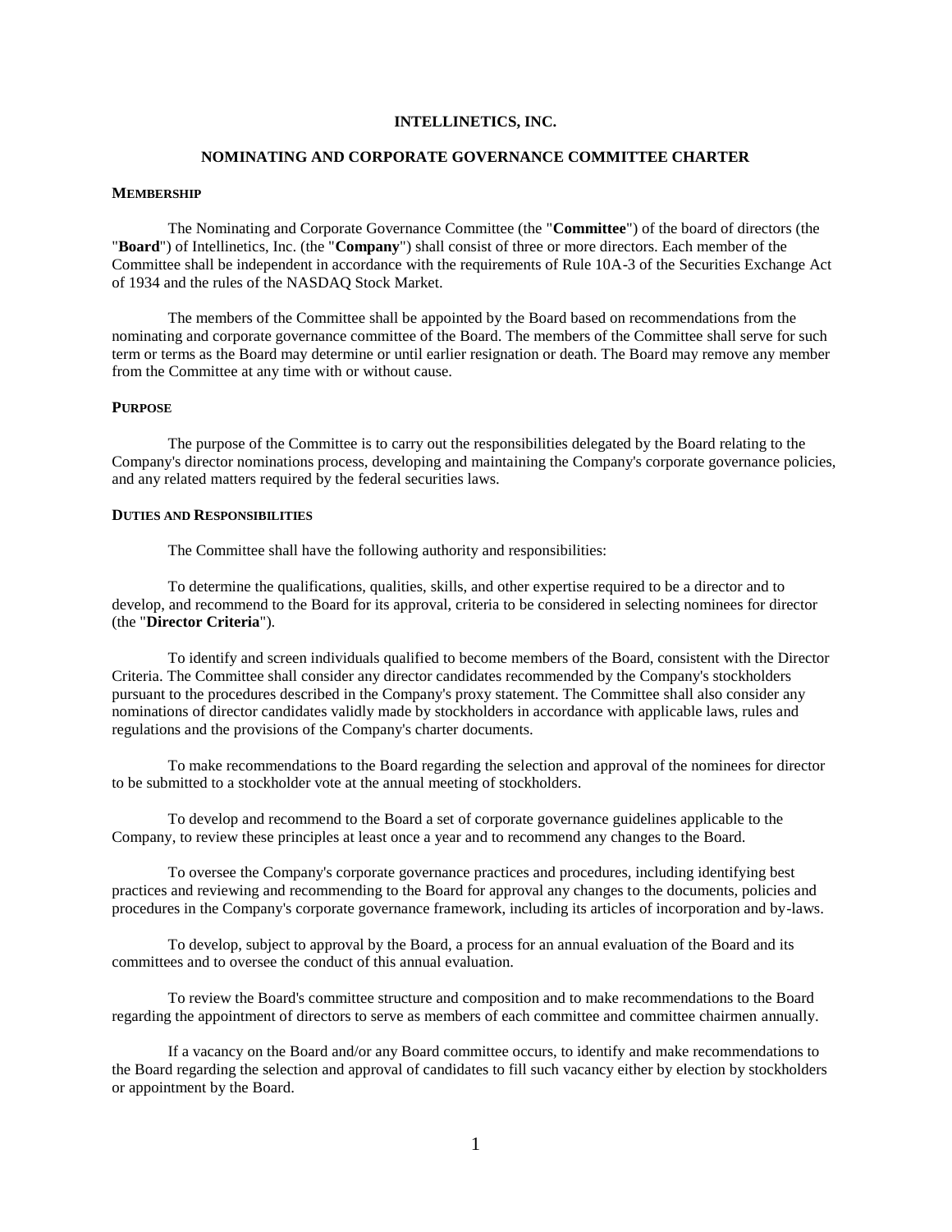**INTELLINETICS, INC.**

**NOMINATING AND CORPORATE GOVERNANCE COMMITTEE CHARTER**

**MEMBERSHIP**

The Nominating and Corporate Governance Committee (the "**Committee**") of the board of directors (the "**Board**") of Intellinetics, Inc. (the "**Company**") shall consist of three or more directors. Each member of the Committee shall be independent in accordance with the requirements of Rule 10A-3 of the Securities Exchange Act of 1934 and the rules of the NASDAQ Stock Market.

The members of the Committee shall be appointed by the Board based on recommendations from the nominating and corporate governance committee of the Board. The members of the Committee shall serve for such term or terms as the Board may determine or until earlier resignation or death. The Board may remove any member from the Committee at any time with or without cause.

**PURPOSE**

The purpose of the Committee is to carry out the responsibilities delegated by the Board relating to the Company's director nominations process, developing and maintaining the Company's corporate governance policies, and any related matters required by the federal securities laws.

**DUTIES AND RESPONSIBILITIES**

The Committee shall have the following authority and responsibilities:

To determine the qualifications, qualities, skills, and other expertise required to be a director and to develop, and recommend to the Board for its approval, criteria to be considered in selecting nominees for director (the "**Director Criteria**").

To identify and screen individuals qualified to become members of the Board, consistent with the Director Criteria. The Committee shall consider any director candidates recommended by the Company's stockholders pursuant to the procedures described in the Company's proxy statement. The Committee shall also consider any nominations of director candidates validly made by stockholders in accordance with applicable laws, rules and regulations and the provisions of the Company's charter documents.

To make recommendations to the Board regarding the selection and approval of the nominees for director to be submitted to a stockholder vote at the annual meeting of stockholders.

To develop and recommend to the Board a set of corporate governance guidelines applicable to the Company, to review these principles at least once a year and to recommend any changes to the Board.

To oversee the Company's corporate governance practices and procedures, including identifying best practices and reviewing and recommending to the Board for approval any changes to the documents, policies and procedures in the Company's corporate governance framework, including its articles of incorporation and by-laws.

To develop, subject to approval by the Board, a process for an annual evaluation of the Board and its committees and to oversee the conduct of this annual evaluation.

To review the Board's committee structure and composition and to make recommendations to the Board regarding the appointment of directors to serve as members of each committee and committee chairmen annually.

If a vacancy on the Board and/or any Board committee occurs, to identify and make recommendations to the Board regarding the selection and approval of candidates to fill such vacancy either by election by stockholders or appointment by the Board.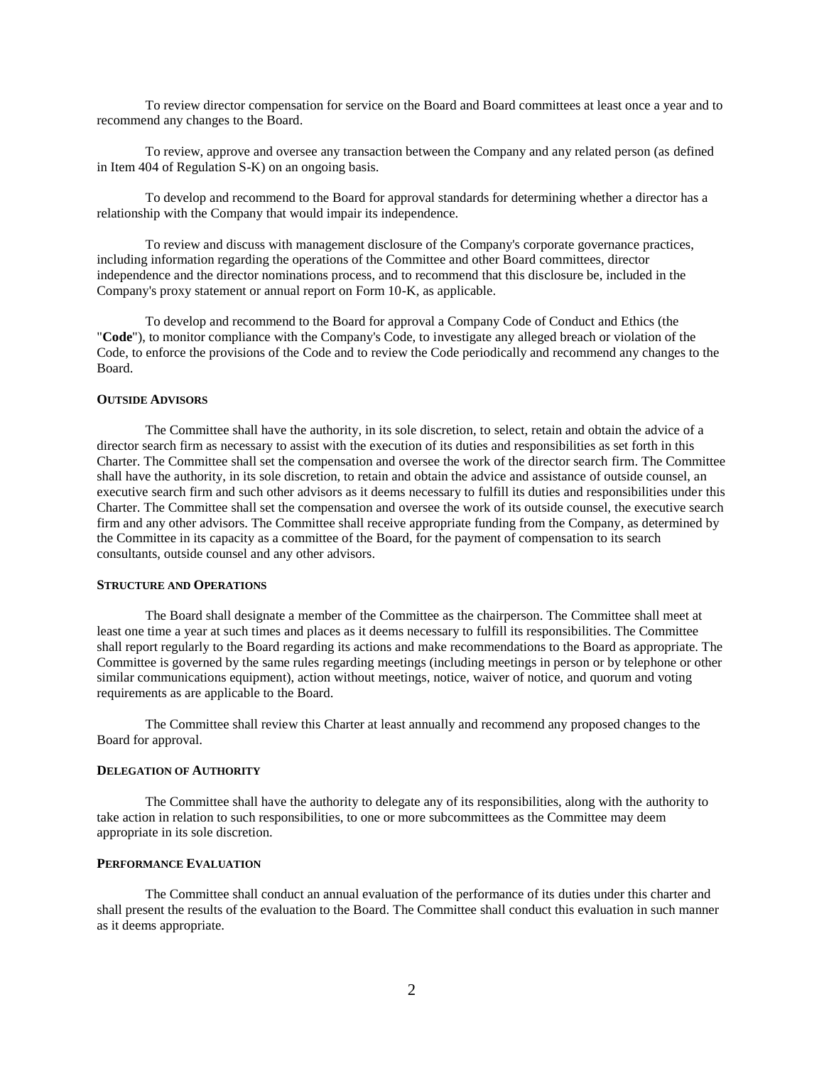To review director compensation for service on the Board and Board committees at least once a year and to recommend any changes to the Board.

To review, approve and oversee any transaction between the Company and any related person (as defined in Item 404 of Regulation S-K) on an ongoing basis.

To develop and recommend to the Board for approval standards for determining whether a director has a relationship with the Company that would impair its independence.

To review and discuss with management disclosure of the Company's corporate governance practices, including information regarding the operations of the Committee and other Board committees, director independence and the director nominations process, and to recommend that this disclosure be, included in the Company's proxy statement or annual report on Form 10-K, as applicable.

To develop and recommend to the Board for approval a Company Code of Conduct and Ethics (the "**Code**"), to monitor compliance with the Company's Code, to investigate any alleged breach or violation of the Code, to enforce the provisions of the Code and to review the Code periodically and recommend any changes to the Board.

**OUTSIDE ADVISORS**

The Committee shall have the authority, in its sole discretion, to select, retain and obtain the advice of a director search firm as necessary to assist with the execution of its duties and responsibilities as set forth in this Charter. The Committee shall set the compensation and oversee the work of the director search firm. The Committee shall have the authority, in its sole discretion, to retain and obtain the advice and assistance of outside counsel, an executive search firm and such other advisors as it deems necessary to fulfill its duties and responsibilities under this Charter. The Committee shall set the compensation and oversee the work of its outside counsel, the executive search firm and any other advisors. The Committee shall receive appropriate funding from the Company, as determined by the Committee in its capacity as a committee of the Board, for the payment of compensation to its search consultants, outside counsel and any other advisors.

**STRUCTURE AND OPERATIONS**

The Board shall designate a member of the Committee as the chairperson. The Committee shall meet at least one time a year at such times and places as it deems necessary to fulfill its responsibilities. The Committee shall report regularly to the Board regarding its actions and make recommendations to the Board as appropriate. The Committee is governed by the same rules regarding meetings (including meetings in person or by telephone or other similar communications equipment), action without meetings, notice, waiver of notice, and quorum and voting requirements as are applicable to the Board.

The Committee shall review this Charter at least annually and recommend any proposed changes to the Board for approval.

**DELEGATION OF AUTHORITY**

The Committee shall have the authority to delegate any of its responsibilities, along with the authority to take action in relation to such responsibilities, to one or more subcommittees as the Committee may deem appropriate in its sole discretion.

**PERFORMANCE EVALUATION**

The Committee shall conduct an annual evaluation of the performance of its duties under this charter and shall present the results of the evaluation to the Board. The Committee shall conduct this evaluation in such manner as it deems appropriate.